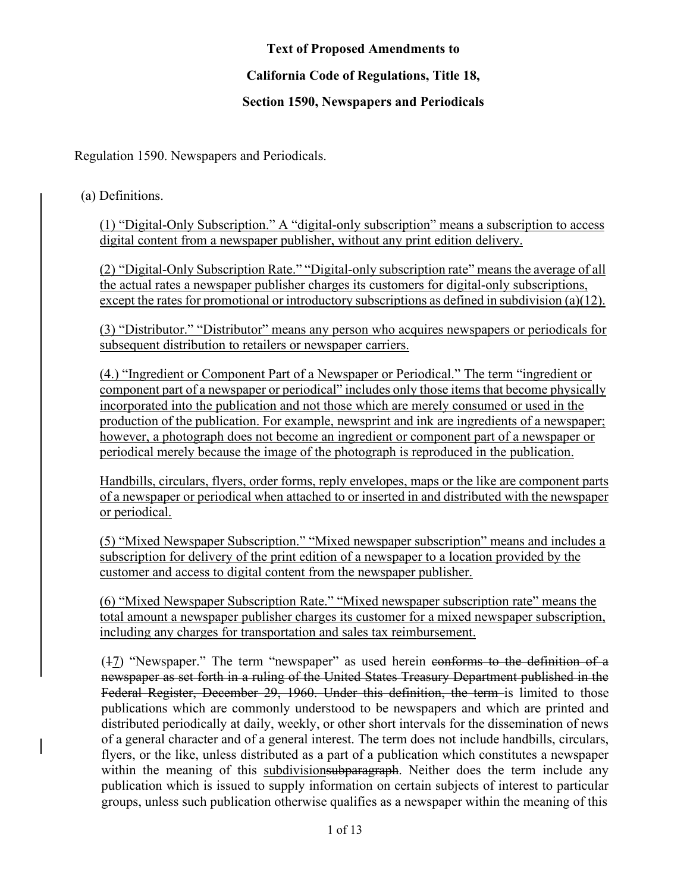**Text of Proposed Amendments to**

**California Code of Regulations, Title 18,**

**Section 1590, Newspapers and Periodicals**

Regulation 1590. Newspapers and Periodicals.

(a) Definitions.

<u>(1) "Digital-Only Subscription." A "digital-only subscription" means a subscription to access digital content from a newspaper publisher, without any print edition delivery.</u>

<u>(2) "Digital-Only Subscription Rate." "Digital-only subscription rate" means the average of all the actual rates a newspaper publisher charges its customers for digital-only subscriptions, except the rates for promotional or introductory subscriptions as defined in subdivision (a)(12).</u>

<u>(3) "Distributor." "Distributor" means any person who acquires newspapers or periodicals for subsequent distribution to retailers or newspaper carriers.</u>

<u>(4.) "Ingredient or Component Part of a Newspaper or Periodical." The term "ingredient or component part of a newspaper or periodical" includes only those items that become physically incorporated into the publication and not those which are merely consumed or used in the production of the publication. For example, newsprint and ink are ingredients of a newspaper; however, a photograph does not become an ingredient or component part of a newspaper or periodical merely because the image of the photograph is reproduced in the publication.</u>

<u>Handbills, circulars, flyers, order forms, reply envelopes, maps or the like are component parts of a newspaper or periodical when attached to or inserted in and distributed with the newspaper or periodical.</u>

<u>(5) "Mixed Newspaper Subscription." "Mixed newspaper subscription" means and includes a subscription for delivery of the print edition of a newspaper to a location provided by the customer and access to digital content from the newspaper publisher.</u>

<u>(6) "Mixed Newspaper Subscription Rate." "Mixed newspaper subscription rate" means the total amount a newspaper publisher charges its customer for a mixed newspaper subscription, including any charges for transportation and sales tax reimbursement.</u>

(~~1~~<u>7</u>) "Newspaper." The term "newspaper" as used herein ~~conforms to the definition of a newspaper as set forth in a ruling of the United States Treasury Department published in the Federal Register, December 29, 1960. Under this definition, the term~~ is limited to those publications which are commonly understood to be newspapers and which are printed and distributed periodically at daily, weekly, or other short intervals for the dissemination of news of a general character and of a general interest. The term does not include handbills, circulars, flyers, or the like, unless distributed as a part of a publication which constitutes a newspaper within the meaning of this <u>subdivision</u>~~subparagraph~~. Neither does the term include any publication which is issued to supply information on certain subjects of interest to particular groups, unless such publication otherwise qualifies as a newspaper within the meaning of this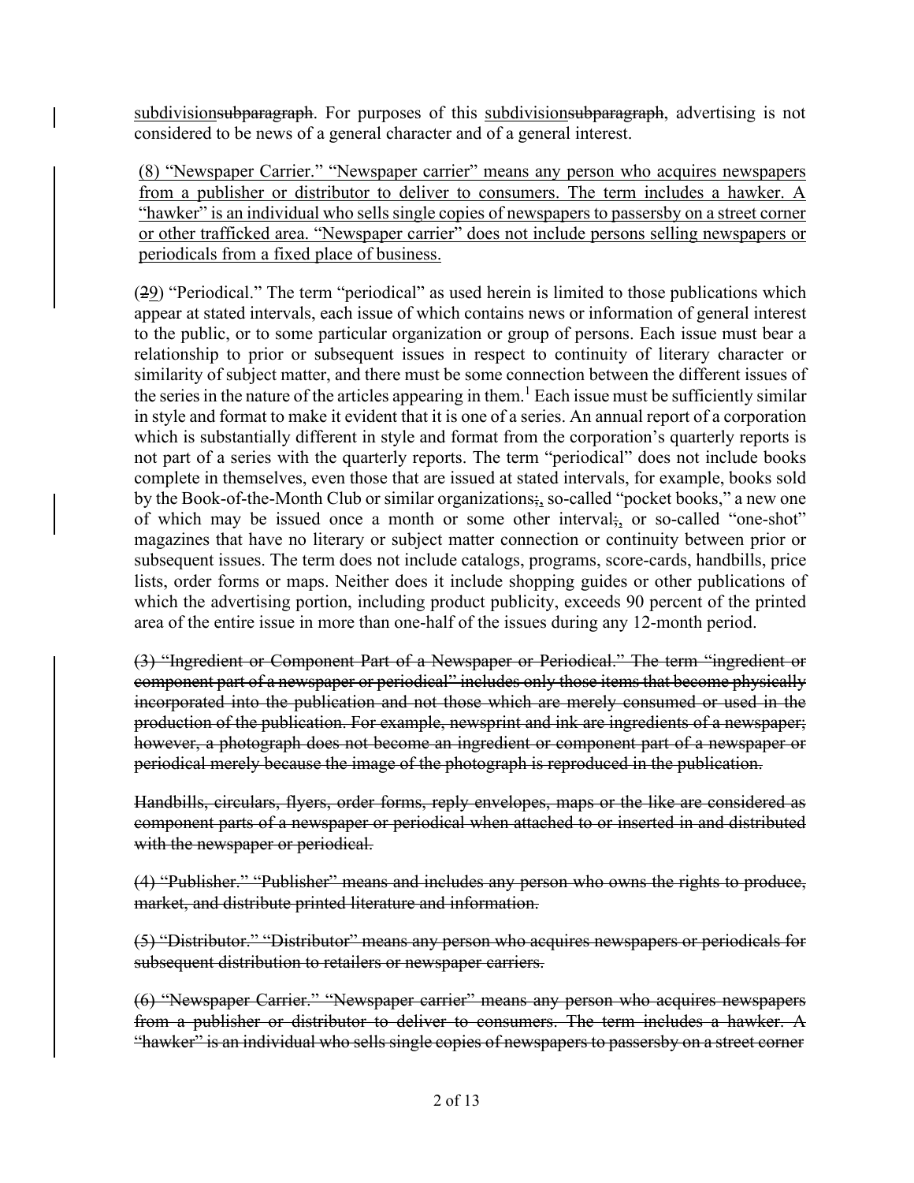<u>subdivision</u>~~subparagraph~~. For purposes of this <u>subdivision</u>~~subparagraph~~, advertising is not considered to be news of a general character and of a general interest.

<u>(8) "Newspaper Carrier." "Newspaper carrier" means any person who acquires newspapers from a publisher or distributor to deliver to consumers. The term includes a hawker. A "hawker" is an individual who sells single copies of newspapers to passersby on a street corner or other trafficked area. "Newspaper carrier" does not include persons selling newspapers or periodicals from a fixed place of business.</u>

(~~2~~<u>9</u>) "Periodical." The term "periodical" as used herein is limited to those publications which appear at stated intervals, each issue of which contains news or information of general interest to the public, or to some particular organization or group of persons. Each issue must bear a relationship to prior or subsequent issues in respect to continuity of literary character or similarity of subject matter, and there must be some connection between the different issues of the series in the nature of the articles appearing in them.[1] Each issue must be sufficiently similar in style and format to make it evident that it is one of a series. An annual report of a corporation which is substantially different in style and format from the corporation's quarterly reports is not part of a series with the quarterly reports. The term "periodical" does not include books complete in themselves, even those that are issued at stated intervals, for example, books sold by the Book-of-the-Month Club or similar organizations~~;~~<u>,</u> so-called "pocket books," a new one of which may be issued once a month or some other interval~~;~~<u>,</u> or so-called "one-shot" magazines that have no literary or subject matter connection or continuity between prior or subsequent issues. The term does not include catalogs, programs, score-cards, handbills, price lists, order forms or maps. Neither does it include shopping guides or other publications of which the advertising portion, including product publicity, exceeds 90 percent of the printed area of the entire issue in more than one-half of the issues during any 12-month period.

~~(3) "Ingredient or Component Part of a Newspaper or Periodical." The term "ingredient or component part of a newspaper or periodical" includes only those items that become physically incorporated into the publication and not those which are merely consumed or used in the production of the publication. For example, newsprint and ink are ingredients of a newspaper; however, a photograph does not become an ingredient or component part of a newspaper or periodical merely because the image of the photograph is reproduced in the publication.~~

~~Handbills, circulars, flyers, order forms, reply envelopes, maps or the like are considered as component parts of a newspaper or periodical when attached to or inserted in and distributed with the newspaper or periodical.~~

~~(4) "Publisher." "Publisher" means and includes any person who owns the rights to produce, market, and distribute printed literature and information.~~

~~(5) "Distributor." "Distributor" means any person who acquires newspapers or periodicals for subsequent distribution to retailers or newspaper carriers.~~

~~(6) "Newspaper Carrier." "Newspaper carrier" means any person who acquires newspapers from a publisher or distributor to deliver to consumers. The term includes a hawker. A "hawker" is an individual who sells single copies of newspapers to passersby on a street corner~~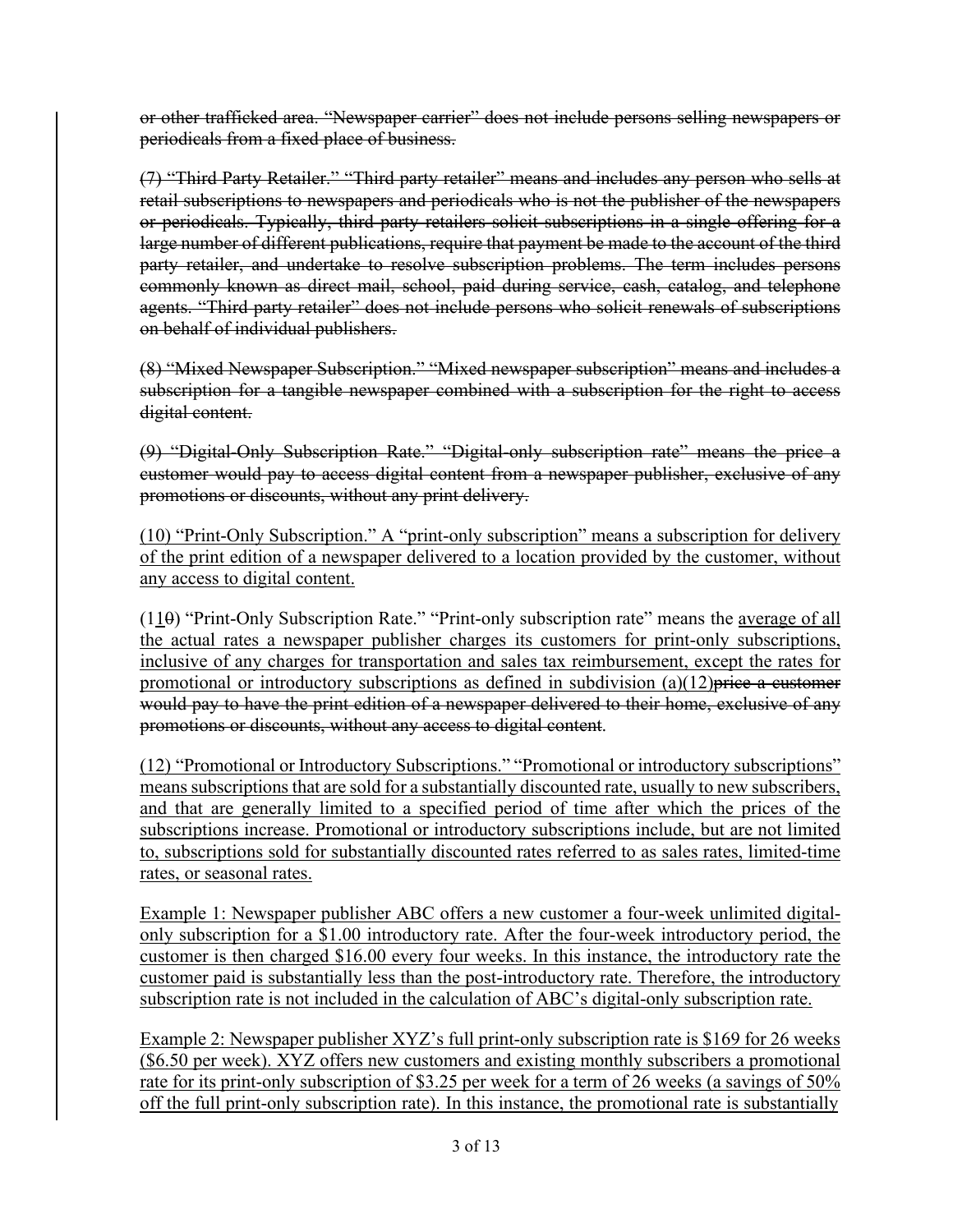~~or other trafficked area. "Newspaper carrier" does not include persons selling newspapers or periodicals from a fixed place of business.~~

~~(7) "Third Party Retailer." "Third party retailer" means and includes any person who sells at retail subscriptions to newspapers and periodicals who is not the publisher of the newspapers or periodicals. Typically, third party retailers solicit subscriptions in a single offering for a large number of different publications, require that payment be made to the account of the third party retailer, and undertake to resolve subscription problems. The term includes persons commonly known as direct mail, school, paid during service, cash, catalog, and telephone agents. "Third party retailer" does not include persons who solicit renewals of subscriptions on behalf of individual publishers.~~

~~(8) "Mixed Newspaper Subscription." "Mixed newspaper subscription" means and includes a subscription for a tangible newspaper combined with a subscription for the right to access digital content.~~

~~(9) "Digital-Only Subscription Rate." "Digital-only subscription rate" means the price a customer would pay to access digital content from a newspaper publisher, exclusive of any promotions or discounts, without any print delivery.~~

<u>(10) "Print-Only Subscription." A "print-only subscription" means a subscription for delivery of the print edition of a newspaper delivered to a location provided by the customer, without any access to digital content.</u>

(1<u>1</u>~~0~~) "Print-Only Subscription Rate." "Print-only subscription rate" means the <u>average of all the actual rates a newspaper publisher charges its customers for print-only subscriptions, inclusive of any charges for transportation and sales tax reimbursement, except the rates for promotional or introductory subscriptions as defined in subdivision (a)(12)</u>~~price a customer would pay to have the print edition of a newspaper delivered to their home, exclusive of any promotions or discounts, without any access to digital content~~.

<u>(12) "Promotional or Introductory Subscriptions." "Promotional or introductory subscriptions" means subscriptions that are sold for a substantially discounted rate, usually to new subscribers, and that are generally limited to a specified period of time after which the prices of the subscriptions increase. Promotional or introductory subscriptions include, but are not limited to, subscriptions sold for substantially discounted rates referred to as sales rates, limited-time rates, or seasonal rates.</u>

<u>Example 1: Newspaper publisher ABC offers a new customer a four-week unlimited digital-only subscription for a $1.00 introductory rate. After the four-week introductory period, the customer is then charged $16.00 every four weeks. In this instance, the introductory rate the customer paid is substantially less than the post-introductory rate. Therefore, the introductory subscription rate is not included in the calculation of ABC's digital-only subscription rate.</u>

<u>Example 2: Newspaper publisher XYZ's full print-only subscription rate is $169 for 26 weeks ($6.50 per week). XYZ offers new customers and existing monthly subscribers a promotional rate for its print-only subscription of $3.25 per week for a term of 26 weeks (a savings of 50% off the full print-only subscription rate). In this instance, the promotional rate is substantially</u>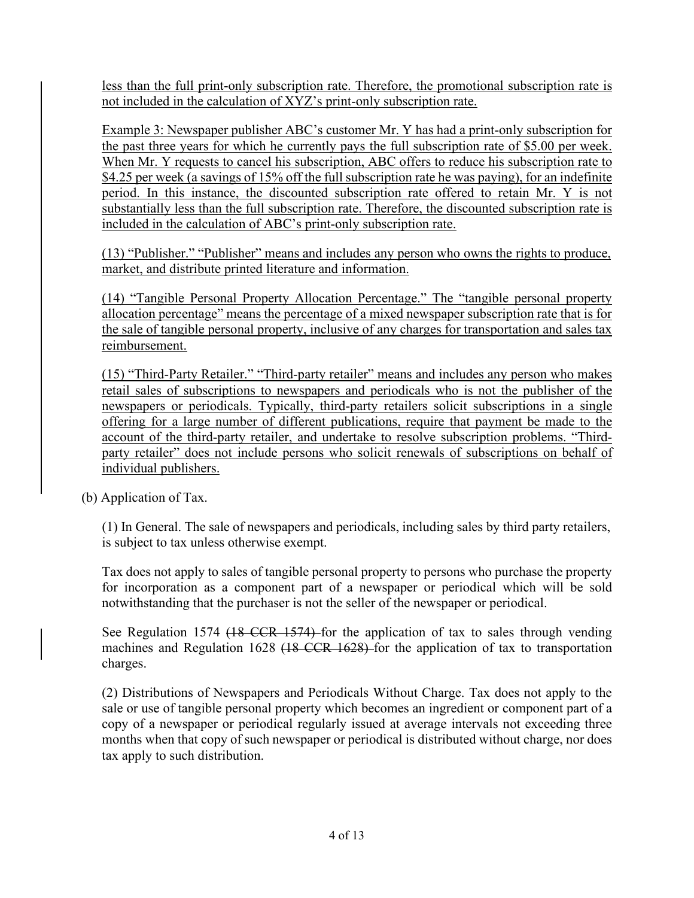less than the full print-only subscription rate. Therefore, the promotional subscription rate is not included in the calculation of XYZ's print-only subscription rate.

Example 3: Newspaper publisher ABC's customer Mr. Y has had a print-only subscription for the past three years for which he currently pays the full subscription rate of $5.00 per week. When Mr. Y requests to cancel his subscription, ABC offers to reduce his subscription rate to $4.25 per week (a savings of 15% off the full subscription rate he was paying), for an indefinite period. In this instance, the discounted subscription rate offered to retain Mr. Y is not substantially less than the full subscription rate. Therefore, the discounted subscription rate is included in the calculation of ABC's print-only subscription rate.

(13) "Publisher." "Publisher" means and includes any person who owns the rights to produce, market, and distribute printed literature and information.

(14) "Tangible Personal Property Allocation Percentage." The "tangible personal property allocation percentage" means the percentage of a mixed newspaper subscription rate that is for the sale of tangible personal property, inclusive of any charges for transportation and sales tax reimbursement.

(15) "Third-Party Retailer." "Third-party retailer" means and includes any person who makes retail sales of subscriptions to newspapers and periodicals who is not the publisher of the newspapers or periodicals. Typically, third-party retailers solicit subscriptions in a single offering for a large number of different publications, require that payment be made to the account of the third-party retailer, and undertake to resolve subscription problems. "Third-party retailer" does not include persons who solicit renewals of subscriptions on behalf of individual publishers.

(b) Application of Tax.

(1) In General. The sale of newspapers and periodicals, including sales by third party retailers, is subject to tax unless otherwise exempt.

Tax does not apply to sales of tangible personal property to persons who purchase the property for incorporation as a component part of a newspaper or periodical which will be sold notwithstanding that the purchaser is not the seller of the newspaper or periodical.

See Regulation 1574 ~~(18 CCR 1574)~~ for the application of tax to sales through vending machines and Regulation 1628 ~~(18 CCR 1628)~~ for the application of tax to transportation charges.

(2) Distributions of Newspapers and Periodicals Without Charge. Tax does not apply to the sale or use of tangible personal property which becomes an ingredient or component part of a copy of a newspaper or periodical regularly issued at average intervals not exceeding three months when that copy of such newspaper or periodical is distributed without charge, nor does tax apply to such distribution.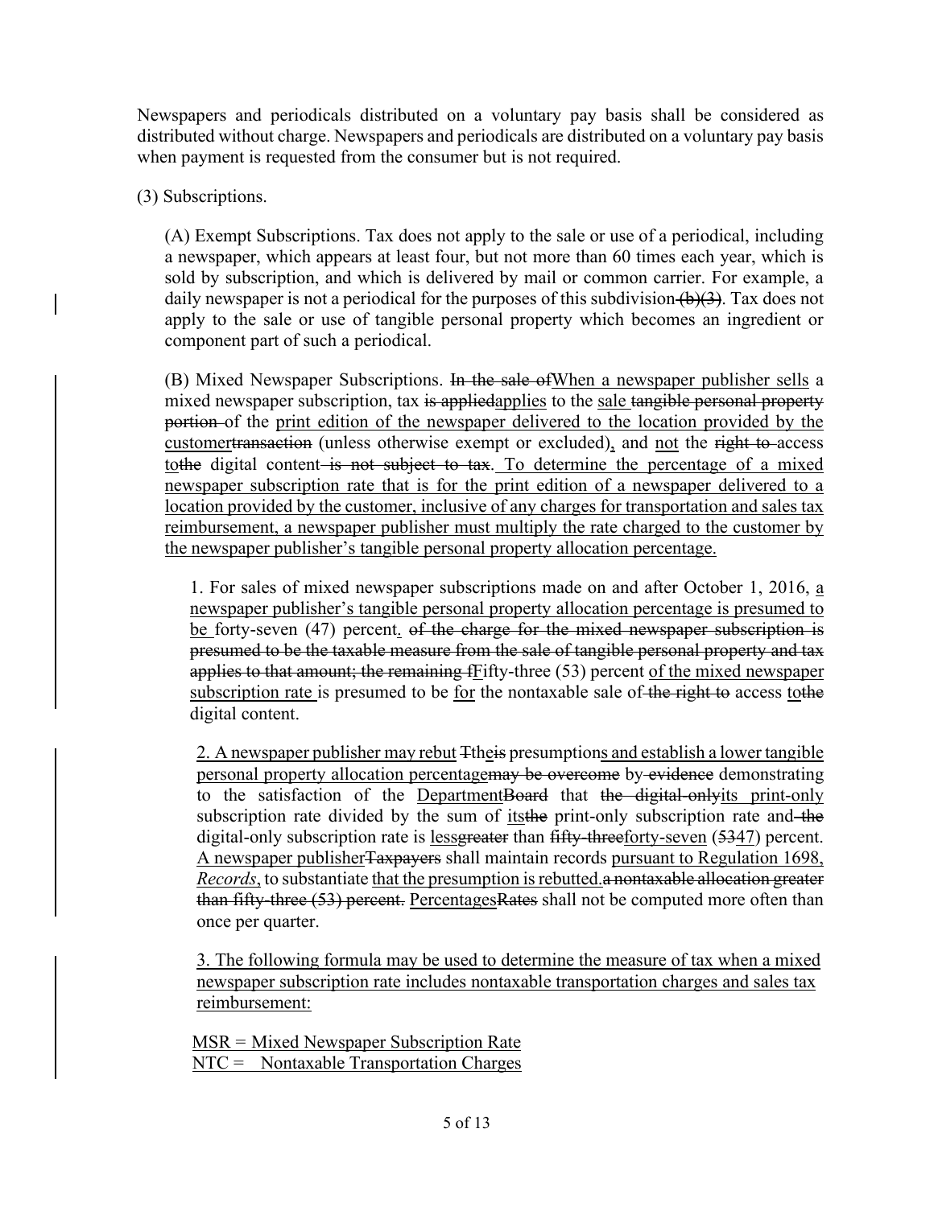Newspapers and periodicals distributed on a voluntary pay basis shall be considered as distributed without charge. Newspapers and periodicals are distributed on a voluntary pay basis when payment is requested from the consumer but is not required.

(3) Subscriptions.

(A) Exempt Subscriptions. Tax does not apply to the sale or use of a periodical, including a newspaper, which appears at least four, but not more than 60 times each year, which is sold by subscription, and which is delivered by mail or common carrier. For example, a daily newspaper is not a periodical for the purposes of this subdivision~~ (b)(3)~~. Tax does not apply to the sale or use of tangible personal property which becomes an ingredient or component part of such a periodical.

(B) Mixed Newspaper Subscriptions. ~~In the sale of~~<u>When a newspaper publisher sells</u> a mixed newspaper subscription, tax ~~is applied~~<u>applies</u> to the <u>sale</u> ~~tangible personal property portion~~ of the <u>print edition of the newspaper delivered to the location provided by the customer</u>~~transaction~~ (unless otherwise exempt or excluded)<u>,</u> and <u>not</u> the ~~right to~~ access <u>to</u>~~the~~ digital content~~ is not subject to tax~~. <u>To determine the percentage of a mixed newspaper subscription rate that is for the print edition of a newspaper delivered to a location provided by the customer, inclusive of any charges for transportation and sales tax reimbursement, a newspaper publisher must multiply the rate charged to the customer by the newspaper publisher's tangible personal property allocation percentage.</u>

1. For sales of mixed newspaper subscriptions made on and after October 1, 2016, <u>a newspaper publisher's tangible personal property allocation percentage is presumed to be</u> forty-seven (47) percent<u>.</u> ~~of the charge for the mixed newspaper subscription is presumed to be the taxable measure from the sale of tangible personal property and tax applies to that amount; the remaining f~~<u>F</u>ifty-three (53) percent <u>of the mixed newspaper subscription rate</u> is presumed to be <u>for</u> the nontaxable sale of~~ the right to~~ access <u>to</u>~~the~~ digital content.

2. <u>A newspaper publisher may rebut</u> ~~T~~<u>the</u>~~is~~ presumption<u>s and establish a lower tangible personal property allocation percentage</u>~~may be overcome~~ by~~ evidence~~ demonstrating to the satisfaction of the <u>Department</u>~~Board~~ that ~~the digital-only~~<u>its print-only</u> subscription rate divided by the sum of <u>its</u>~~the~~ print-only subscription rate and~~ the~~ digital-only subscription rate is <u>less</u>~~greater~~ than ~~fifty-three~~<u>forty-seven</u> (~~53~~<u>47</u>) percent. <u>A newspaper publisher</u>~~Taxpayers~~ shall maintain records <u>pursuant to Regulation 1698, *Records*,</u> to substantiate <u>that the presumption is rebutted.</u>~~a nontaxable allocation greater than fifty-three (53) percent.~~ <u>Percentages</u>~~Rates~~ shall not be computed more often than once per quarter.

3. <u>The following formula may be used to determine the measure of tax when a mixed newspaper subscription rate includes nontaxable transportation charges and sales tax reimbursement:</u>

<u>MSR = Mixed Newspaper Subscription Rate</u>
<u>NTC = Nontaxable Transportation Charges</u>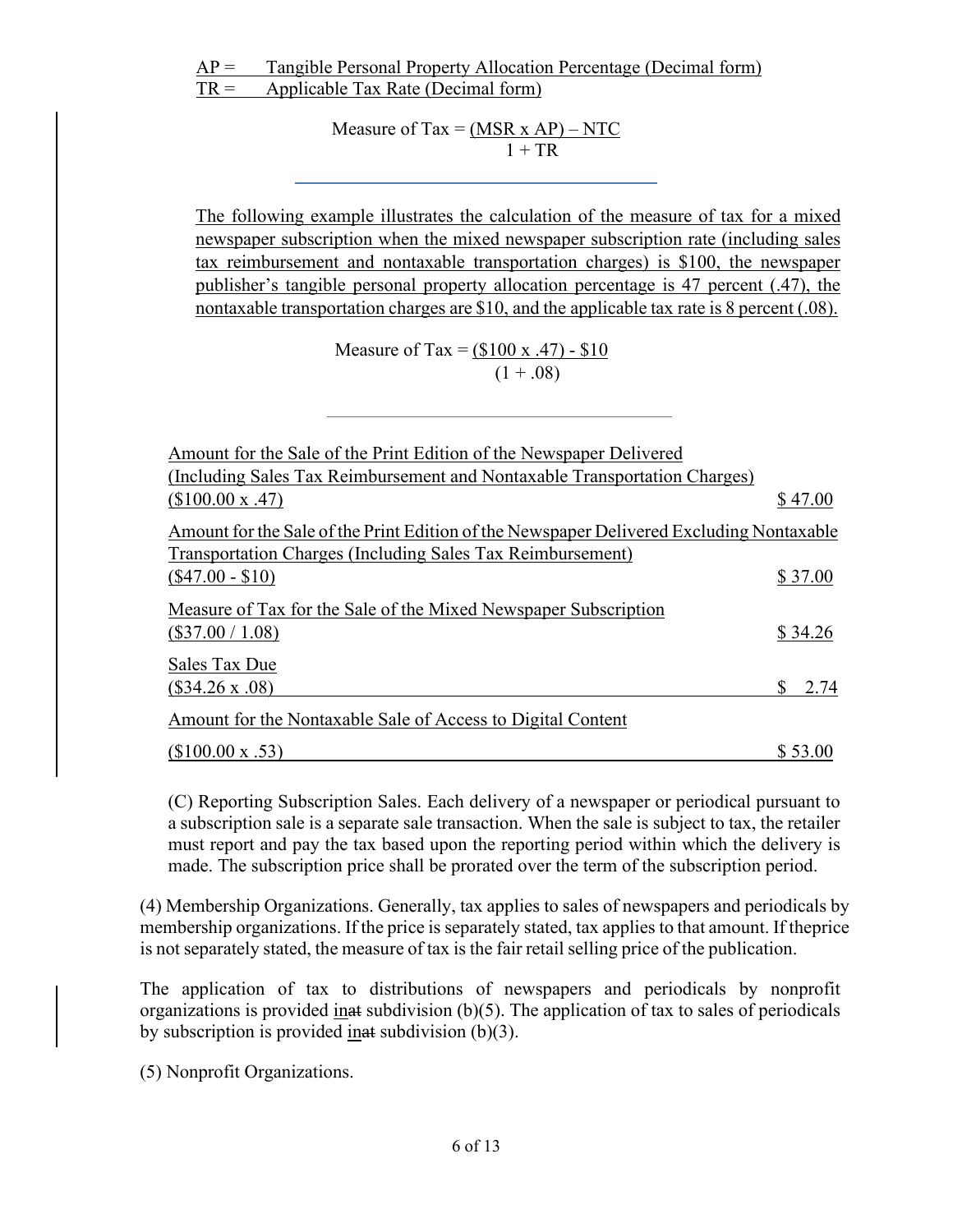AP = Tangible Personal Property Allocation Percentage (Decimal form)
TR = Applicable Tax Rate (Decimal form)

$$\text{Measure of Tax} = \frac{(\text{MSR} \times \text{AP}) - \text{NTC}}{1 + \text{TR}}$$

The following example illustrates the calculation of the measure of tax for a mixed newspaper subscription when the mixed newspaper subscription rate (including sales tax reimbursement and nontaxable transportation charges) is $100, the newspaper publisher's tangible personal property allocation percentage is 47 percent (.47), the nontaxable transportation charges are $10, and the applicable tax rate is 8 percent (.08).

$$\text{Measure of Tax} = \frac{(\$100 \times .47) - \$10}{(1 + .08)}$$

| | |
|---|---|
| Amount for the Sale of the Print Edition of the Newspaper Delivered (Including Sales Tax Reimbursement and Nontaxable Transportation Charges) ($100.00 x .47) | $ 47.00 |
| Amount for the Sale of the Print Edition of the Newspaper Delivered Excluding Nontaxable Transportation Charges (Including Sales Tax Reimbursement) ($47.00 - $10) | $ 37.00 |
| Measure of Tax for the Sale of the Mixed Newspaper Subscription ($37.00 / 1.08) | $ 34.26 |
| Sales Tax Due ($34.26 x .08) | $ 2.74 |
| Amount for the Nontaxable Sale of Access to Digital Content ($100.00 x .53) | $ 53.00 |

(C) Reporting Subscription Sales. Each delivery of a newspaper or periodical pursuant to a subscription sale is a separate sale transaction. When the sale is subject to tax, the retailer must report and pay the tax based upon the reporting period within which the delivery is made. The subscription price shall be prorated over the term of the subscription period.

(4) Membership Organizations. Generally, tax applies to sales of newspapers and periodicals by membership organizations. If the price is separately stated, tax applies to that amount. If theprice is not separately stated, the measure of tax is the fair retail selling price of the publication.

The application of tax to distributions of newspapers and periodicals by nonprofit organizations is provided ~~at~~ in subdivision (b)(5). The application of tax to sales of periodicals by subscription is provided ~~at~~ in subdivision (b)(3).

(5) Nonprofit Organizations.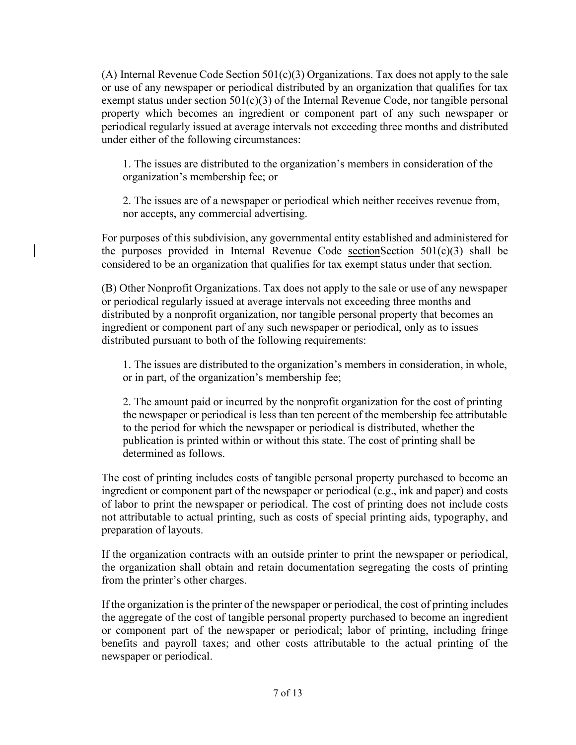(A) Internal Revenue Code Section 501(c)(3) Organizations. Tax does not apply to the sale or use of any newspaper or periodical distributed by an organization that qualifies for tax exempt status under section 501(c)(3) of the Internal Revenue Code, nor tangible personal property which becomes an ingredient or component part of any such newspaper or periodical regularly issued at average intervals not exceeding three months and distributed under either of the following circumstances:

1. The issues are distributed to the organization's members in consideration of the organization's membership fee; or

2. The issues are of a newspaper or periodical which neither receives revenue from, nor accepts, any commercial advertising.

For purposes of this subdivision, any governmental entity established and administered for the purposes provided in Internal Revenue Code section~~Section~~ 501(c)(3) shall be considered to be an organization that qualifies for tax exempt status under that section.

(B) Other Nonprofit Organizations. Tax does not apply to the sale or use of any newspaper or periodical regularly issued at average intervals not exceeding three months and distributed by a nonprofit organization, nor tangible personal property that becomes an ingredient or component part of any such newspaper or periodical, only as to issues distributed pursuant to both of the following requirements:

1. The issues are distributed to the organization's members in consideration, in whole, or in part, of the organization's membership fee;

2. The amount paid or incurred by the nonprofit organization for the cost of printing the newspaper or periodical is less than ten percent of the membership fee attributable to the period for which the newspaper or periodical is distributed, whether the publication is printed within or without this state. The cost of printing shall be determined as follows.

The cost of printing includes costs of tangible personal property purchased to become an ingredient or component part of the newspaper or periodical (e.g., ink and paper) and costs of labor to print the newspaper or periodical. The cost of printing does not include costs not attributable to actual printing, such as costs of special printing aids, typography, and preparation of layouts.

If the organization contracts with an outside printer to print the newspaper or periodical, the organization shall obtain and retain documentation segregating the costs of printing from the printer's other charges.

If the organization is the printer of the newspaper or periodical, the cost of printing includes the aggregate of the cost of tangible personal property purchased to become an ingredient or component part of the newspaper or periodical; labor of printing, including fringe benefits and payroll taxes; and other costs attributable to the actual printing of the newspaper or periodical.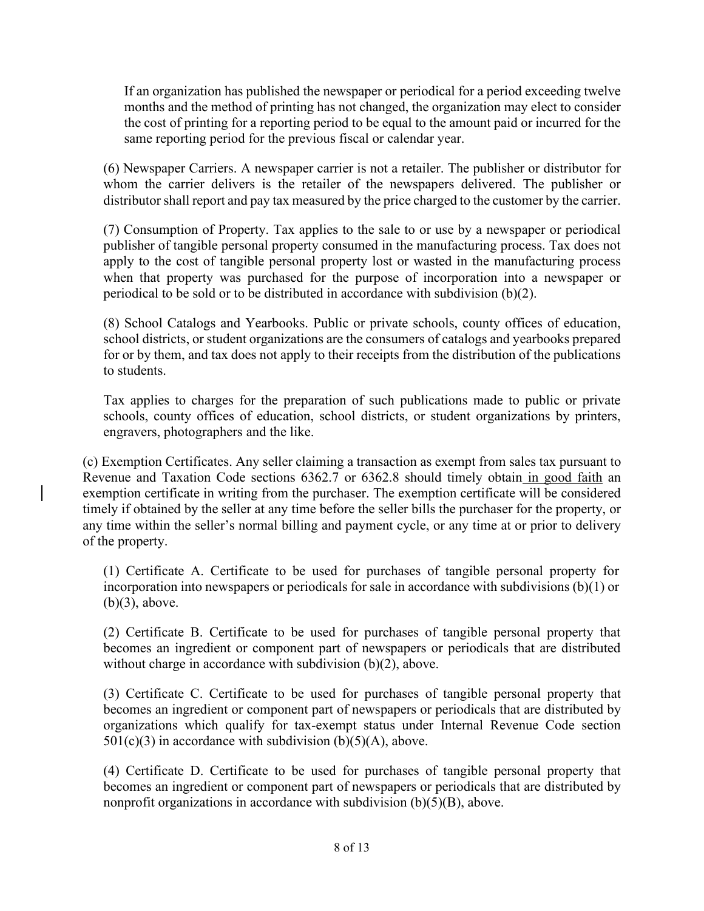If an organization has published the newspaper or periodical for a period exceeding twelve months and the method of printing has not changed, the organization may elect to consider the cost of printing for a reporting period to be equal to the amount paid or incurred for the same reporting period for the previous fiscal or calendar year.

(6) Newspaper Carriers. A newspaper carrier is not a retailer. The publisher or distributor for whom the carrier delivers is the retailer of the newspapers delivered. The publisher or distributor shall report and pay tax measured by the price charged to the customer by the carrier.

(7) Consumption of Property. Tax applies to the sale to or use by a newspaper or periodical publisher of tangible personal property consumed in the manufacturing process. Tax does not apply to the cost of tangible personal property lost or wasted in the manufacturing process when that property was purchased for the purpose of incorporation into a newspaper or periodical to be sold or to be distributed in accordance with subdivision (b)(2).

(8) School Catalogs and Yearbooks. Public or private schools, county offices of education, school districts, or student organizations are the consumers of catalogs and yearbooks prepared for or by them, and tax does not apply to their receipts from the distribution of the publications to students.

Tax applies to charges for the preparation of such publications made to public or private schools, county offices of education, school districts, or student organizations by printers, engravers, photographers and the like.

(c) Exemption Certificates. Any seller claiming a transaction as exempt from sales tax pursuant to Revenue and Taxation Code sections 6362.7 or 6362.8 should timely obtain in good faith an exemption certificate in writing from the purchaser. The exemption certificate will be considered timely if obtained by the seller at any time before the seller bills the purchaser for the property, or any time within the seller's normal billing and payment cycle, or any time at or prior to delivery of the property.

(1) Certificate A. Certificate to be used for purchases of tangible personal property for incorporation into newspapers or periodicals for sale in accordance with subdivisions (b)(1) or (b)(3), above.

(2) Certificate B. Certificate to be used for purchases of tangible personal property that becomes an ingredient or component part of newspapers or periodicals that are distributed without charge in accordance with subdivision (b)(2), above.

(3) Certificate C. Certificate to be used for purchases of tangible personal property that becomes an ingredient or component part of newspapers or periodicals that are distributed by organizations which qualify for tax-exempt status under Internal Revenue Code section 501(c)(3) in accordance with subdivision (b)(5)(A), above.

(4) Certificate D. Certificate to be used for purchases of tangible personal property that becomes an ingredient or component part of newspapers or periodicals that are distributed by nonprofit organizations in accordance with subdivision (b)(5)(B), above.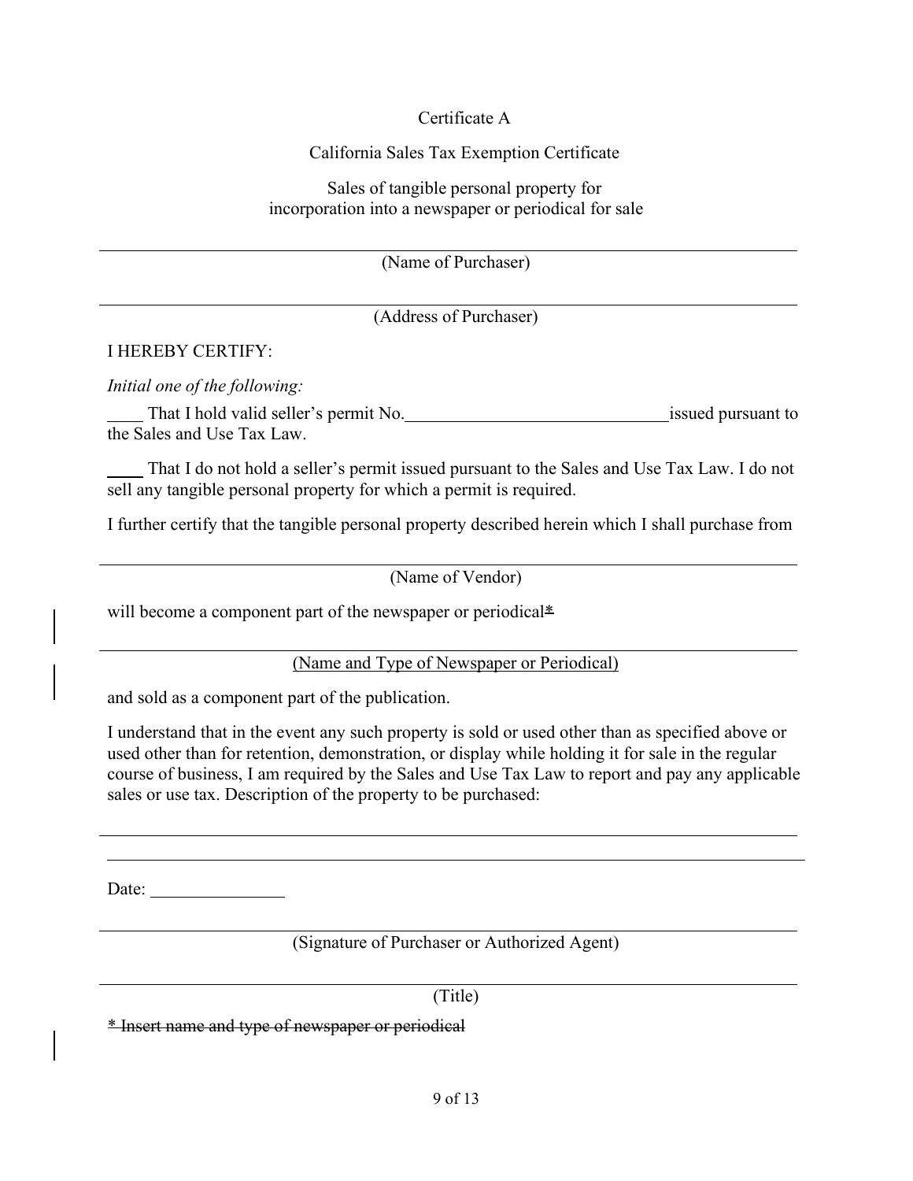Certificate A

California Sales Tax Exemption Certificate

Sales of tangible personal property for
incorporation into a newspaper or periodical for sale

______________________________________________
(Name of Purchaser)

______________________________________________
(Address of Purchaser)

I HEREBY CERTIFY:

*Initial one of the following:*

____ That I hold valid seller's permit No.______________________________issued pursuant to the Sales and Use Tax Law.

____ That I do not hold a seller's permit issued pursuant to the Sales and Use Tax Law. I do not sell any tangible personal property for which a permit is required.

I further certify that the tangible personal property described herein which I shall purchase from

______________________________________________
(Name of Vendor)

will become a component part of the newspaper or periodical<u>*</u>

______________________________________________
<u>(Name and Type of Newspaper or Periodical)</u>

and sold as a component part of the publication.

I understand that in the event any such property is sold or used other than as specified above or used other than for retention, demonstration, or display while holding it for sale in the regular course of business, I am required by the Sales and Use Tax Law to report and pay any applicable sales or use tax. Description of the property to be purchased:

______________________________________________

______________________________________________

Date: _______________

______________________________________________
(Signature of Purchaser or Authorized Agent)

______________________________________________
(Title)

~~* Insert name and type of newspaper or periodical~~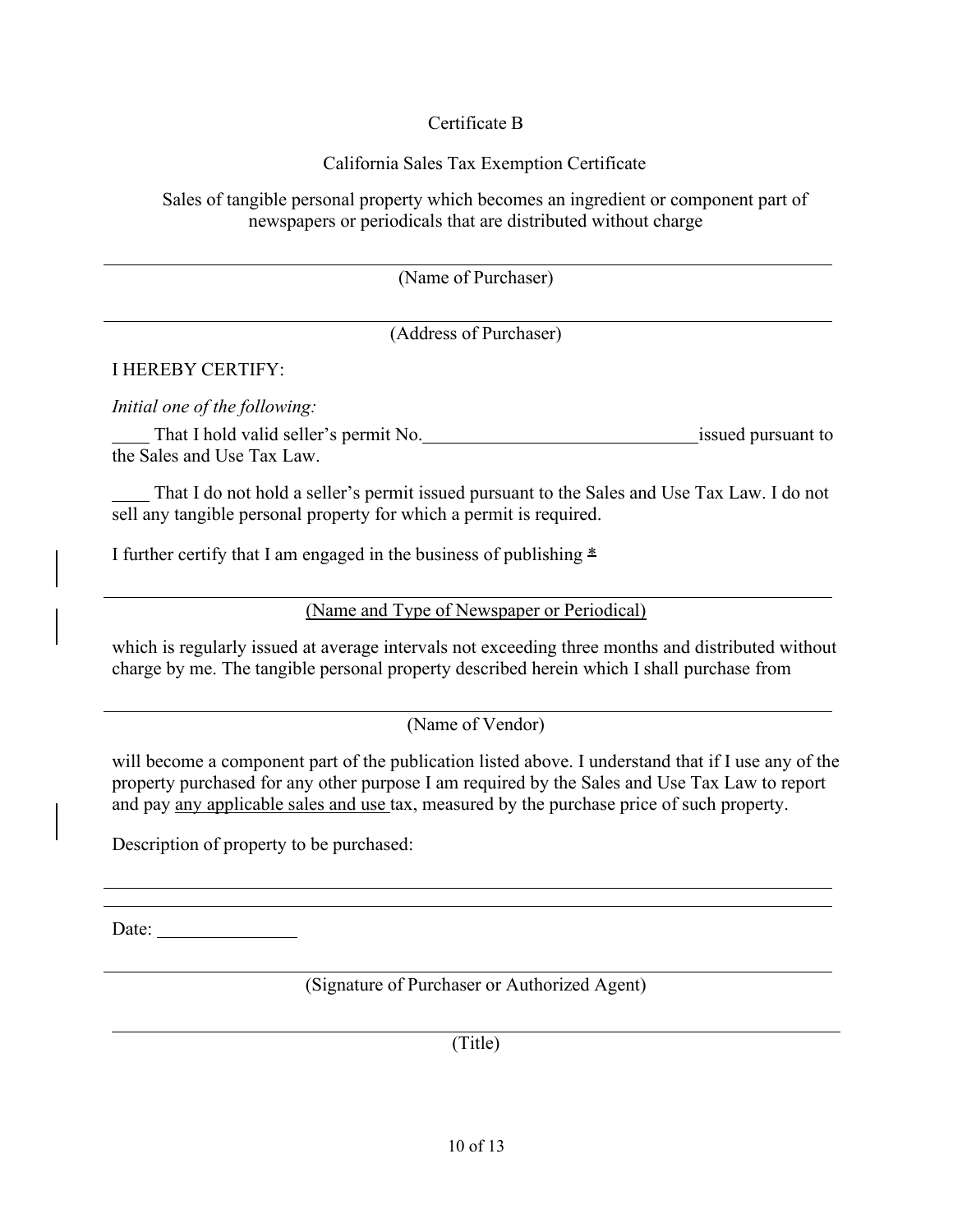Certificate B

California Sales Tax Exemption Certificate

Sales of tangible personal property which becomes an ingredient or component part of newspapers or periodicals that are distributed without charge

\_\_\_\_\_\_\_\_\_\_\_\_\_\_\_\_\_\_\_\_\_\_\_\_\_\_\_\_\_\_\_\_\_\_\_\_\_\_\_\_\_\_\_\_\_\_\_\_\_\_\_\_\_\_\_\_\_\_\_\_

(Name of Purchaser)

\_\_\_\_\_\_\_\_\_\_\_\_\_\_\_\_\_\_\_\_\_\_\_\_\_\_\_\_\_\_\_\_\_\_\_\_\_\_\_\_\_\_\_\_\_\_\_\_\_\_\_\_\_\_\_\_\_\_\_\_

(Address of Purchaser)

I HEREBY CERTIFY:

*Initial one of the following:*

\_\_\_\_ That I hold valid seller's permit No.\_\_\_\_\_\_\_\_\_\_\_\_\_\_\_\_\_\_\_\_\_\_\_\_\_\_\_\_\_\_issued pursuant to the Sales and Use Tax Law.

\_\_\_\_ That I do not hold a seller's permit issued pursuant to the Sales and Use Tax Law. I do not sell any tangible personal property for which a permit is required.

I further certify that I am engaged in the business of publishing *

\_\_\_\_\_\_\_\_\_\_\_\_\_\_\_\_\_\_\_\_\_\_\_\_\_\_\_\_\_\_\_\_\_\_\_\_\_\_\_\_\_\_\_\_\_\_\_\_\_\_\_\_\_\_\_\_\_\_\_\_

(Name and Type of Newspaper or Periodical)

which is regularly issued at average intervals not exceeding three months and distributed without charge by me. The tangible personal property described herein which I shall purchase from

\_\_\_\_\_\_\_\_\_\_\_\_\_\_\_\_\_\_\_\_\_\_\_\_\_\_\_\_\_\_\_\_\_\_\_\_\_\_\_\_\_\_\_\_\_\_\_\_\_\_\_\_\_\_\_\_\_\_\_\_

(Name of Vendor)

will become a component part of the publication listed above. I understand that if I use any of the property purchased for any other purpose I am required by the Sales and Use Tax Law to report and pay any applicable sales and use tax, measured by the purchase price of such property.

Description of property to be purchased:

\_\_\_\_\_\_\_\_\_\_\_\_\_\_\_\_\_\_\_\_\_\_\_\_\_\_\_\_\_\_\_\_\_\_\_\_\_\_\_\_\_\_\_\_\_\_\_\_\_\_\_\_\_\_\_\_\_\_\_\_

\_\_\_\_\_\_\_\_\_\_\_\_\_\_\_\_\_\_\_\_\_\_\_\_\_\_\_\_\_\_\_\_\_\_\_\_\_\_\_\_\_\_\_\_\_\_\_\_\_\_\_\_\_\_\_\_\_\_\_\_

Date: \_\_\_\_\_\_\_\_\_\_\_\_\_\_\_

\_\_\_\_\_\_\_\_\_\_\_\_\_\_\_\_\_\_\_\_\_\_\_\_\_\_\_\_\_\_\_\_\_\_\_\_\_\_\_\_\_\_\_\_\_\_\_\_\_\_\_\_\_\_\_\_\_\_\_\_

(Signature of Purchaser or Authorized Agent)

\_\_\_\_\_\_\_\_\_\_\_\_\_\_\_\_\_\_\_\_\_\_\_\_\_\_\_\_\_\_\_\_\_\_\_\_\_\_\_\_\_\_\_\_\_\_\_\_\_\_\_\_\_\_\_\_\_\_\_\_

(Title)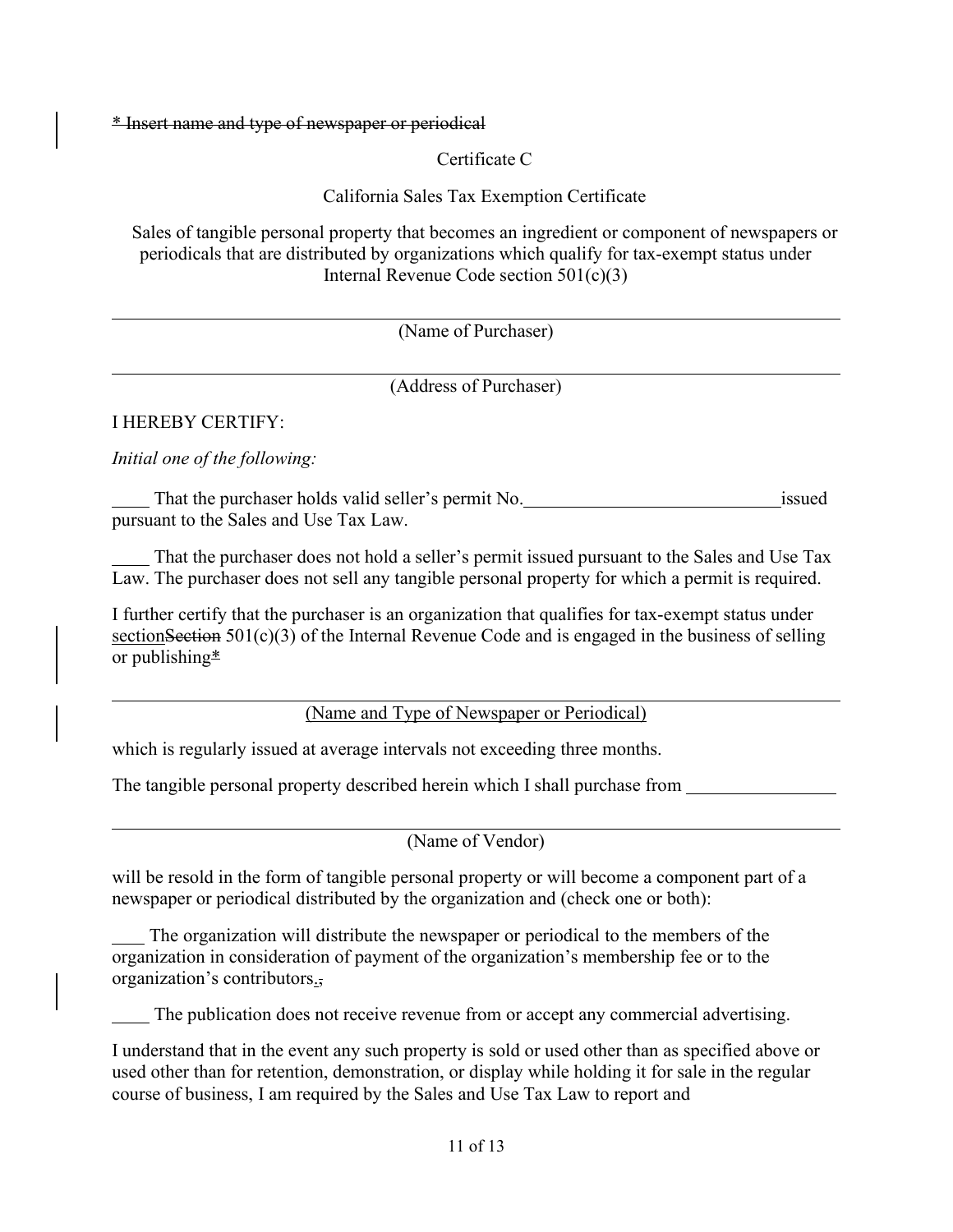~~* Insert name and type of newspaper or periodical~~

Certificate C

California Sales Tax Exemption Certificate

Sales of tangible personal property that becomes an ingredient or component of newspapers or periodicals that are distributed by organizations which qualify for tax-exempt status under Internal Revenue Code section 501(c)(3)

\_\_\_\_\_\_\_\_\_\_\_\_\_\_\_\_\_\_\_\_\_\_\_\_\_\_\_\_\_\_\_\_\_\_\_\_\_\_\_\_\_\_\_\_\_\_\_\_\_\_\_\_\_\_\_\_\_\_\_\_\_\_\_\_\_\_\_\_

(Name of Purchaser)

\_\_\_\_\_\_\_\_\_\_\_\_\_\_\_\_\_\_\_\_\_\_\_\_\_\_\_\_\_\_\_\_\_\_\_\_\_\_\_\_\_\_\_\_\_\_\_\_\_\_\_\_\_\_\_\_\_\_\_\_\_\_\_\_\_\_\_\_

(Address of Purchaser)

I HEREBY CERTIFY:

*Initial one of the following:*

\_\_\_\_ That the purchaser holds valid seller's permit No.\_\_\_\_\_\_\_\_\_\_\_\_\_\_\_\_\_\_\_\_\_\_\_\_\_\_\_\_issued pursuant to the Sales and Use Tax Law.

\_\_\_\_ That the purchaser does not hold a seller's permit issued pursuant to the Sales and Use Tax Law. The purchaser does not sell any tangible personal property for which a permit is required.

I further certify that the purchaser is an organization that qualifies for tax-exempt status under <u>section</u>~~Section~~ 501(c)(3) of the Internal Revenue Code and is engaged in the business of selling or publishing<u>*</u>

\_\_\_\_\_\_\_\_\_\_\_\_\_\_\_\_\_\_\_\_\_\_\_\_\_\_\_\_\_\_\_\_\_\_\_\_\_\_\_\_\_\_\_\_\_\_\_\_\_\_\_\_\_\_\_\_\_\_\_\_\_\_\_\_\_\_\_\_

<u>(Name and Type of Newspaper or Periodical)</u>

which is regularly issued at average intervals not exceeding three months.

The tangible personal property described herein which I shall purchase from \_\_\_\_\_\_\_\_\_\_\_\_\_\_\_\_

\_\_\_\_\_\_\_\_\_\_\_\_\_\_\_\_\_\_\_\_\_\_\_\_\_\_\_\_\_\_\_\_\_\_\_\_\_\_\_\_\_\_\_\_\_\_\_\_\_\_\_\_\_\_\_\_\_\_\_\_\_\_\_\_\_\_\_\_

(Name of Vendor)

will be resold in the form of tangible personal property or will become a component part of a newspaper or periodical distributed by the organization and (check one or both):

\_\_\_\_ The organization will distribute the newspaper or periodical to the members of the organization in consideration of payment of the organization's membership fee or to the organization's contributors<u>.</u>~~,~~

\_\_\_\_ The publication does not receive revenue from or accept any commercial advertising.

I understand that in the event any such property is sold or used other than as specified above or used other than for retention, demonstration, or display while holding it for sale in the regular course of business, I am required by the Sales and Use Tax Law to report and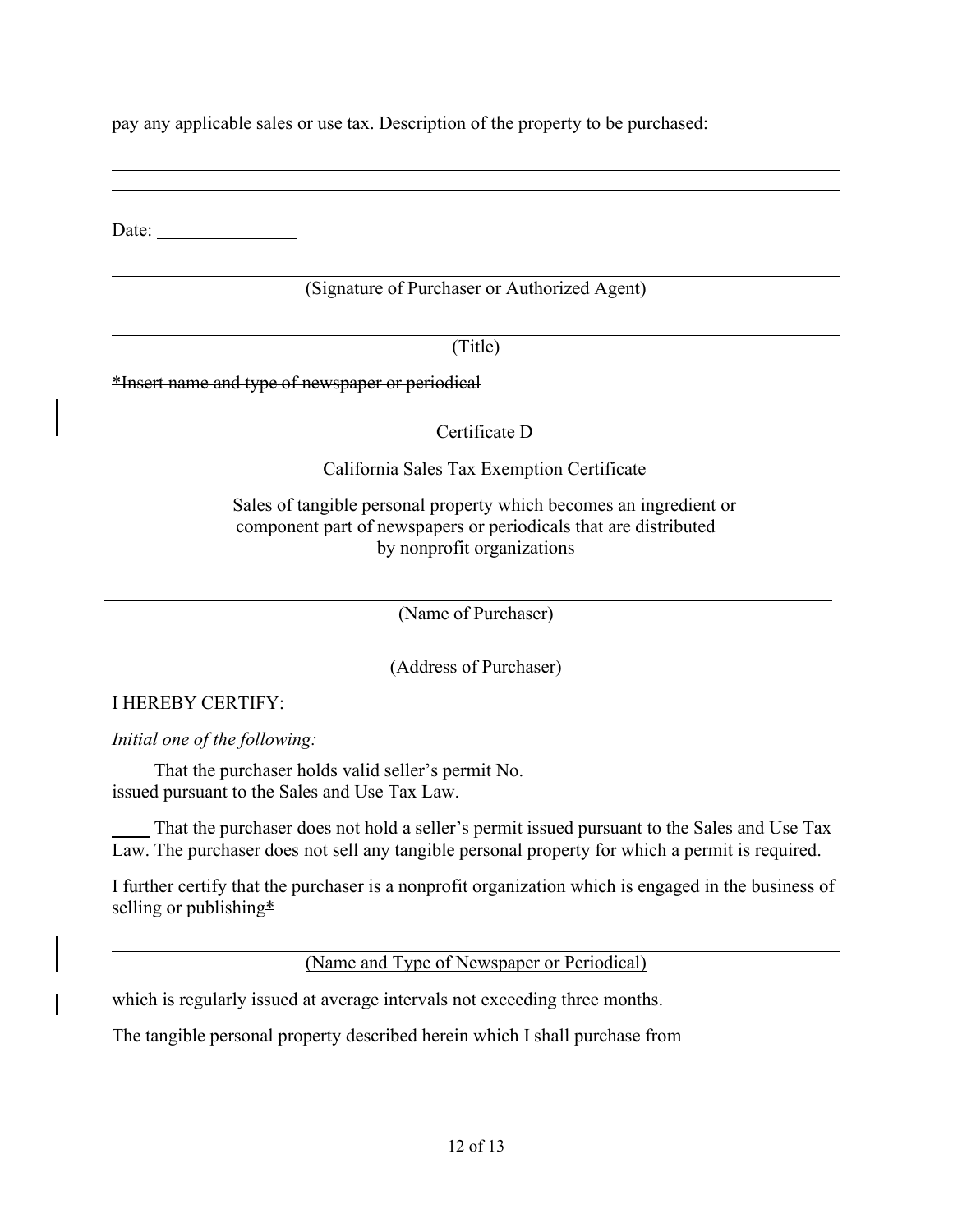pay any applicable sales or use tax. Description of the property to be purchased:

______________________________________________________________________________

______________________________________________________________________________

Date: ________________

______________________________________________________________________________

(Signature of Purchaser or Authorized Agent)

______________________________________________________________________________

(Title)

~~*Insert name and type of newspaper or periodical~~

Certificate D

California Sales Tax Exemption Certificate

Sales of tangible personal property which becomes an ingredient or component part of newspapers or periodicals that are distributed by nonprofit organizations

______________________________________________________________________________

(Name of Purchaser)

______________________________________________________________________________

(Address of Purchaser)

I HEREBY CERTIFY:

*Initial one of the following:*

____ That the purchaser holds valid seller's permit No.______________________________ issued pursuant to the Sales and Use Tax Law.

____ That the purchaser does not hold a seller's permit issued pursuant to the Sales and Use Tax Law. The purchaser does not sell any tangible personal property for which a permit is required.

I further certify that the purchaser is a nonprofit organization which is engaged in the business of selling or publishing<u>*</u>

______________________________________________________________________________

<u>(Name and Type of Newspaper or Periodical)</u>

which is regularly issued at average intervals not exceeding three months.

The tangible personal property described herein which I shall purchase from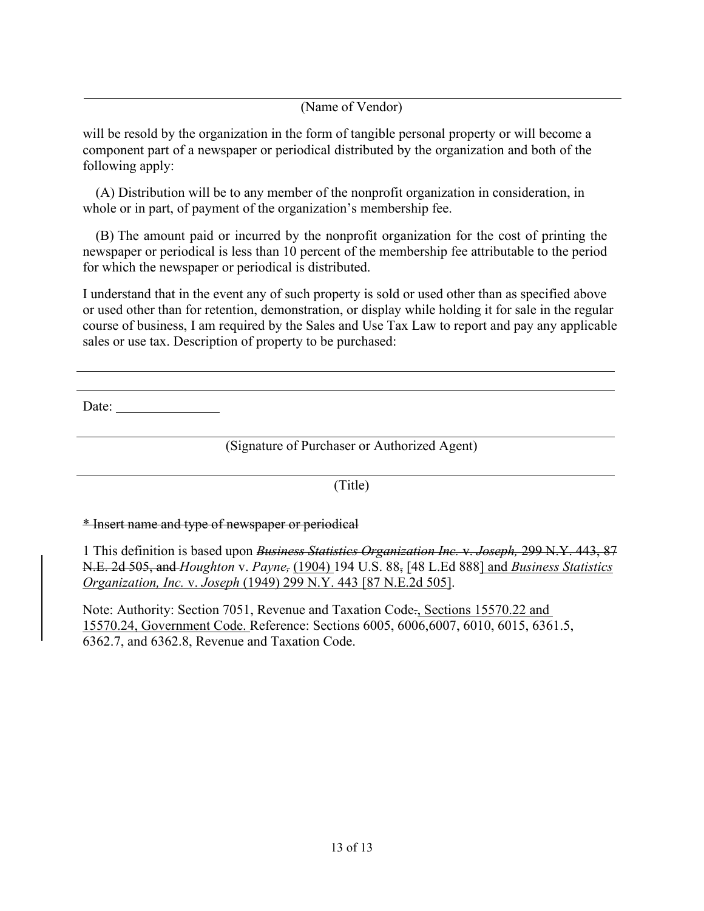(Name of Vendor)

will be resold by the organization in the form of tangible personal property or will become a component part of a newspaper or periodical distributed by the organization and both of the following apply:

(A) Distribution will be to any member of the nonprofit organization in consideration, in whole or in part, of payment of the organization's membership fee.

(B) The amount paid or incurred by the nonprofit organization for the cost of printing the newspaper or periodical is less than 10 percent of the membership fee attributable to the period for which the newspaper or periodical is distributed.

I understand that in the event any of such property is sold or used other than as specified above or used other than for retention, demonstration, or display while holding it for sale in the regular course of business, I am required by the Sales and Use Tax Law to report and pay any applicable sales or use tax. Description of property to be purchased:

Date: \_\_\_\_\_\_\_\_\_\_\_\_\_\_\_

(Signature of Purchaser or Authorized Agent)

(Title)

~~* Insert name and type of newspaper or periodical~~

1 This definition is based upon ~~*Business Statistics Organization Inc.* v. *Joseph,* 299 N.Y. 443, 87 N.E. 2d 505, and~~ *Houghton* v. *Payne*~~,~~ <u>(1904)</u> 194 U.S. 88~~,~~ [48 L.Ed 888<u>] and *Business Statistics Organization, Inc.* v. *Joseph* (1949) 299 N.Y. 443 [87 N.E.2d 505]</u>.

Note: Authority: Section 7051, Revenue and Taxation Code~~.~~<u>, Sections 15570.22 and 15570.24, Government Code.</u> Reference: Sections 6005, 6006,6007, 6010, 6015, 6361.5, 6362.7, and 6362.8, Revenue and Taxation Code.